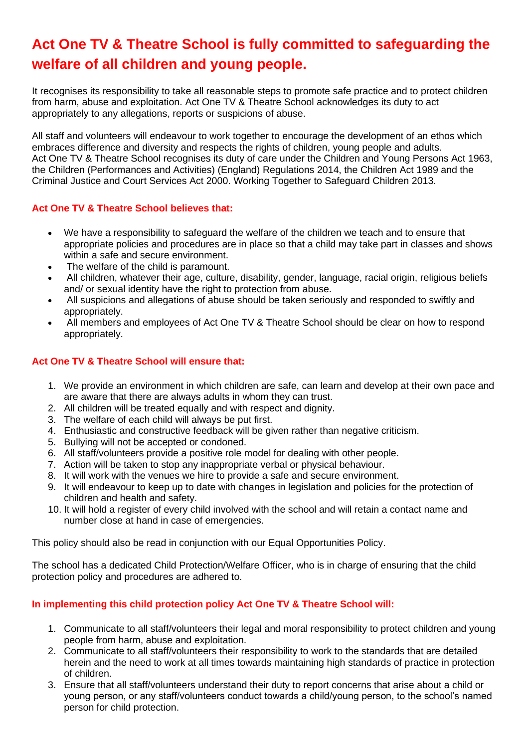# Act One TV & Theatre School is fully committed to safeguarding the welfare of all children and young people.

It recognises its responsibility to take all reasonable steps to promote safe practice and to protect children from harm, abuse and exploitation. Act One TV & Theatre School acknowledges its duty to act appropriately to any allegations, reports or suspicions of abuse.

All staff and volunteers will endeavour to work together to encourage the development of an ethos which embraces difference and diversity and respects the rights of children, young people and adults. Act One TV & Theatre School recognises its duty of care under the Children and Young Persons Act 1963, the Children (Performances and Activities) (England) Regulations 2014, the Children Act 1989 and the Criminal Justice and Court Services Act 2000. Working Together to Safeguard Children 2013.

### Act One TV & Theatre School believes that:

- We have a responsibility to safeguard the welfare of the children we teach and to ensure that appropriate policies and procedures are in place so that a child may take part in classes and shows within a safe and secure environment.
- The welfare of the child is paramount.
- All children, whatever their age, culture, disability, gender, language, racial origin, religious beliefs and/ or sexual identity have the right to protection from abuse.
- All suspicions and allegations of abuse should be taken seriously and responded to swiftly and appropriately.
- All members and employees of Act One TV & Theatre School should be clear on how to respond appropriately.

### Act One TV & Theatre School will ensure that:

1. We provide an environment in which children are safe, can learn and develop at their own pace and are aware that there are always adults in whom they can trust.
2. All children will be treated equally and with respect and dignity.
3. The welfare of each child will always be put first.
4. Enthusiastic and constructive feedback will be given rather than negative criticism.
5. Bullying will not be accepted or condoned.
6. All staff/volunteers provide a positive role model for dealing with other people.
7. Action will be taken to stop any inappropriate verbal or physical behaviour.
8. It will work with the venues we hire to provide a safe and secure environment.
9. It will endeavour to keep up to date with changes in legislation and policies for the protection of children and health and safety.
10. It will hold a register of every child involved with the school and will retain a contact name and number close at hand in case of emergencies.

This policy should also be read in conjunction with our Equal Opportunities Policy.

The school has a dedicated Child Protection/Welfare Officer, who is in charge of ensuring that the child protection policy and procedures are adhered to.

### In implementing this child protection policy Act One TV & Theatre School will:

1. Communicate to all staff/volunteers their legal and moral responsibility to protect children and young people from harm, abuse and exploitation.
2. Communicate to all staff/volunteers their responsibility to work to the standards that are detailed herein and the need to work at all times towards maintaining high standards of practice in protection of children.
3. Ensure that all staff/volunteers understand their duty to report concerns that arise about a child or young person, or any staff/volunteers conduct towards a child/young person, to the school's named person for child protection.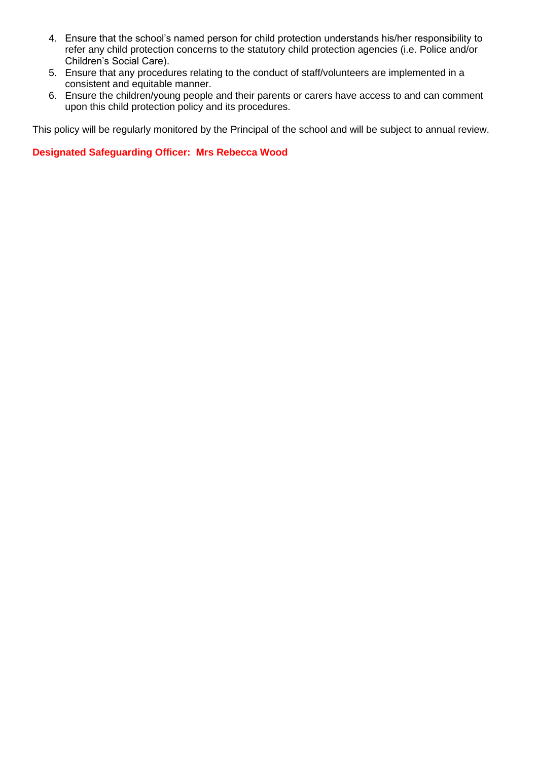4. Ensure that the school's named person for child protection understands his/her responsibility to refer any child protection concerns to the statutory child protection agencies (i.e. Police and/or Children's Social Care).
5. Ensure that any procedures relating to the conduct of staff/volunteers are implemented in a consistent and equitable manner.
6. Ensure the children/young people and their parents or carers have access to and can comment upon this child protection policy and its procedures.

This policy will be regularly monitored by the Principal of the school and will be subject to annual review.

**Designated Safeguarding Officer: Mrs Rebecca Wood**